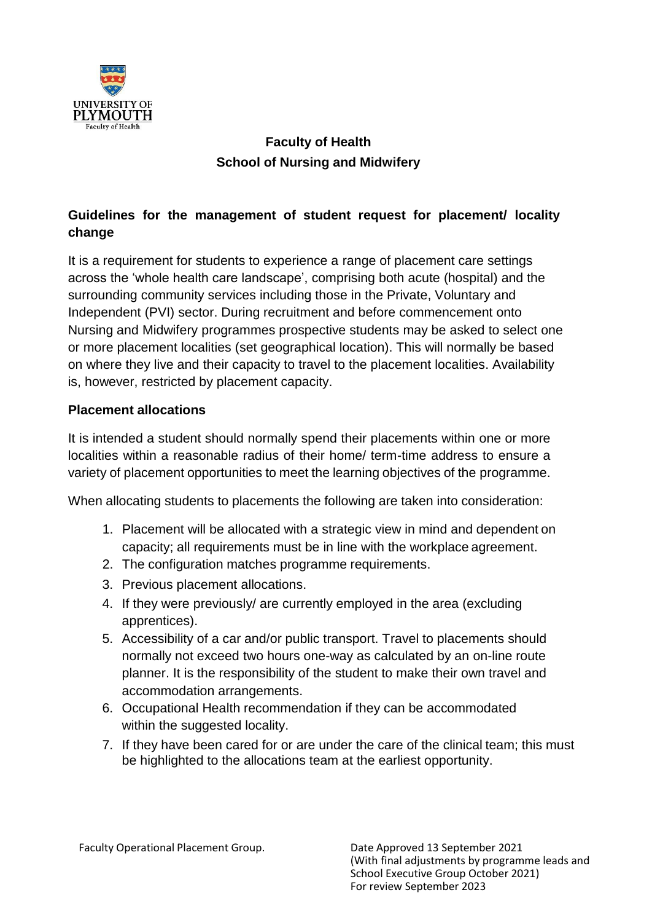**Faculty of Health**
**School of Nursing and Midwifery**

## Guidelines for the management of student request for placement/ locality change

It is a requirement for students to experience a range of placement care settings across the 'whole health care landscape', comprising both acute (hospital) and the surrounding community services including those in the Private, Voluntary and Independent (PVI) sector. During recruitment and before commencement onto Nursing and Midwifery programmes prospective students may be asked to select one or more placement localities (set geographical location). This will normally be based on where they live and their capacity to travel to the placement localities. Availability is, however, restricted by placement capacity.

### Placement allocations

It is intended a student should normally spend their placements within one or more localities within a reasonable radius of their home/ term-time address to ensure a variety of placement opportunities to meet the learning objectives of the programme.

When allocating students to placements the following are taken into consideration:

1. Placement will be allocated with a strategic view in mind and dependent on capacity; all requirements must be in line with the workplace agreement.
2. The configuration matches programme requirements.
3. Previous placement allocations.
4. If they were previously/ are currently employed in the area (excluding apprentices).
5. Accessibility of a car and/or public transport. Travel to placements should normally not exceed two hours one-way as calculated by an on-line route planner. It is the responsibility of the student to make their own travel and accommodation arrangements.
6. Occupational Health recommendation if they can be accommodated within the suggested locality.
7. If they have been cared for or are under the care of the clinical team; this must be highlighted to the allocations team at the earliest opportunity.

Faculty Operational Placement Group.

Date Approved 13 September 2021
(With final adjustments by programme leads and School Executive Group October 2021)
For review September 2023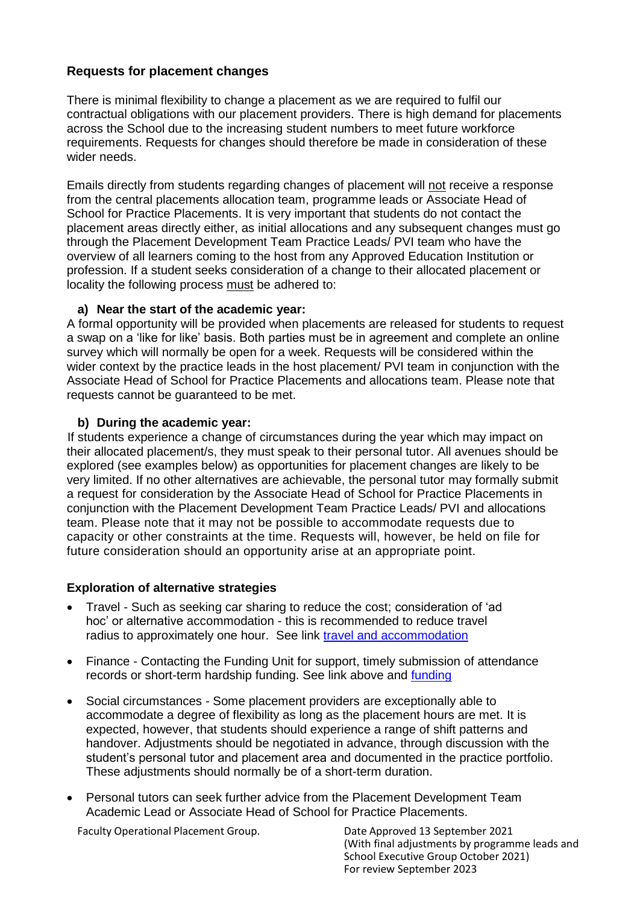## Requests for placement changes

There is minimal flexibility to change a placement as we are required to fulfil our contractual obligations with our placement providers. There is high demand for placements across the School due to the increasing student numbers to meet future workforce requirements. Requests for changes should therefore be made in consideration of these wider needs.

Emails directly from students regarding changes of placement will not receive a response from the central placements allocation team, programme leads or Associate Head of School for Practice Placements. It is very important that students do not contact the placement areas directly either, as initial allocations and any subsequent changes must go through the Placement Development Team Practice Leads/ PVI team who have the overview of all learners coming to the host from any Approved Education Institution or profession. If a student seeks consideration of a change to their allocated placement or locality the following process must be adhered to:

**a) Near the start of the academic year:**

A formal opportunity will be provided when placements are released for students to request a swap on a 'like for like' basis. Both parties must be in agreement and complete an online survey which will normally be open for a week. Requests will be considered within the wider context by the practice leads in the host placement/ PVI team in conjunction with the Associate Head of School for Practice Placements and allocations team. Please note that requests cannot be guaranteed to be met.

**b) During the academic year:**

If students experience a change of circumstances during the year which may impact on their allocated placement/s, they must speak to their personal tutor. All avenues should be explored (see examples below) as opportunities for placement changes are likely to be very limited. If no other alternatives are achievable, the personal tutor may formally submit a request for consideration by the Associate Head of School for Practice Placements in conjunction with the Placement Development Team Practice Leads/ PVI and allocations team. Please note that it may not be possible to accommodate requests due to capacity or other constraints at the time. Requests will, however, be held on file for future consideration should an opportunity arise at an appropriate point.

## Exploration of alternative strategies

- Travel - Such as seeking car sharing to reduce the cost; consideration of 'ad hoc' or alternative accommodation - this is recommended to reduce travel radius to approximately one hour. See link travel and accommodation
- Finance - Contacting the Funding Unit for support, timely submission of attendance records or short-term hardship funding. See link above and funding
- Social circumstances - Some placement providers are exceptionally able to accommodate a degree of flexibility as long as the placement hours are met. It is expected, however, that students should experience a range of shift patterns and handover. Adjustments should be negotiated in advance, through discussion with the student's personal tutor and placement area and documented in the practice portfolio. These adjustments should normally be of a short-term duration.
- Personal tutors can seek further advice from the Placement Development Team Academic Lead or Associate Head of School for Practice Placements.

Faculty Operational Placement Group.

Date Approved 13 September 2021
(With final adjustments by programme leads and School Executive Group October 2021)
For review September 2023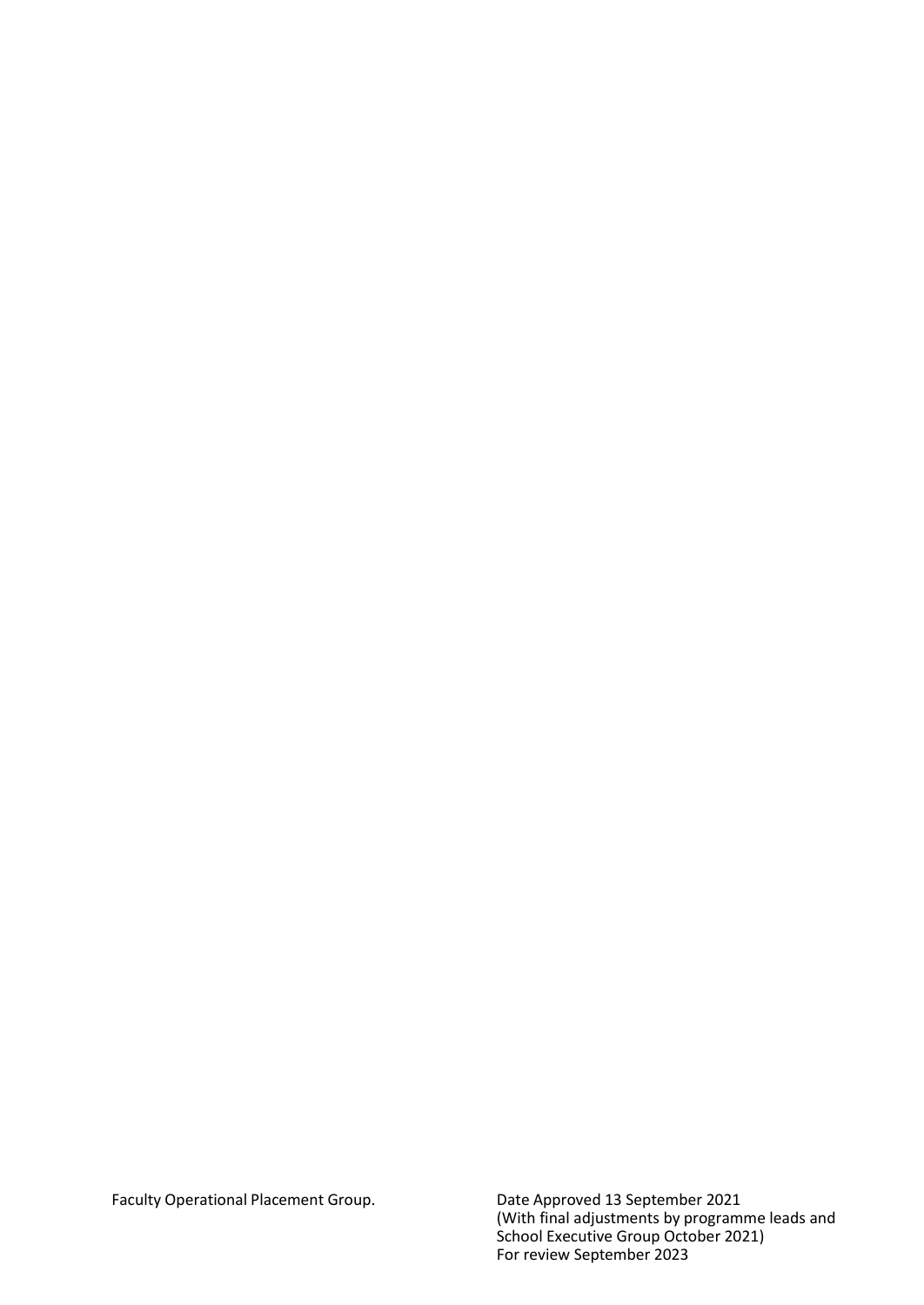Faculty Operational Placement Group.

Date Approved 13 September 2021
(With final adjustments by programme leads and School Executive Group October 2021)
For review September 2023